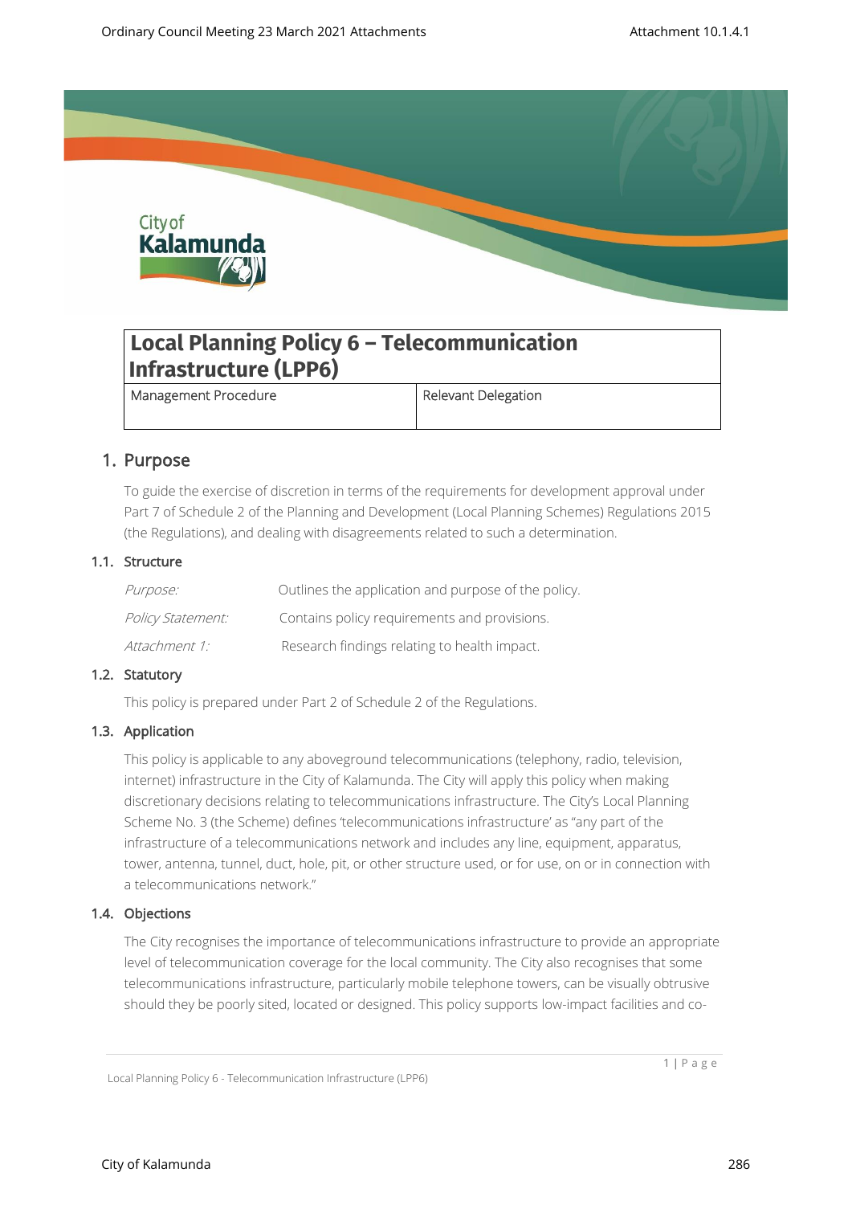# Local Planning Policy 6 – Telecommunication Infrastructure (LPP6)

| Management Procedure | Relevant Delegation |
|---|---|
| | |

## 1. Purpose

To guide the exercise of discretion in terms of the requirements for development approval under Part 7 of Schedule 2 of the Planning and Development (Local Planning Schemes) Regulations 2015 (the Regulations), and dealing with disagreements related to such a determination.

### 1.1. Structure

| | |
|---|---|
| *Purpose:* | Outlines the application and purpose of the policy. |
| *Policy Statement:* | Contains policy requirements and provisions. |
| *Attachment 1:* | Research findings relating to health impact. |

### 1.2. Statutory

This policy is prepared under Part 2 of Schedule 2 of the Regulations.

### 1.3. Application

This policy is applicable to any aboveground telecommunications (telephony, radio, television, internet) infrastructure in the City of Kalamunda. The City will apply this policy when making discretionary decisions relating to telecommunications infrastructure. The City's Local Planning Scheme No. 3 (the Scheme) defines 'telecommunications infrastructure' as "any part of the infrastructure of a telecommunications network and includes any line, equipment, apparatus, tower, antenna, tunnel, duct, hole, pit, or other structure used, or for use, on or in connection with a telecommunications network."

### 1.4. Objections

The City recognises the importance of telecommunications infrastructure to provide an appropriate level of telecommunication coverage for the local community. The City also recognises that some telecommunications infrastructure, particularly mobile telephone towers, can be visually obtrusive should they be poorly sited, located or designed. This policy supports low-impact facilities and co-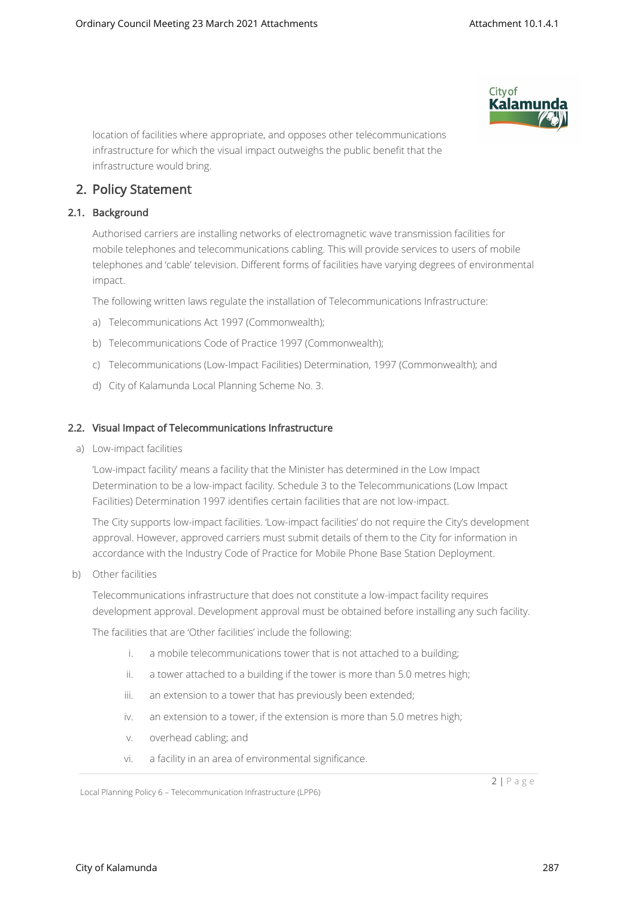location of facilities where appropriate, and opposes other telecommunications infrastructure for which the visual impact outweighs the public benefit that the infrastructure would bring.

## 2. Policy Statement

### 2.1. Background

Authorised carriers are installing networks of electromagnetic wave transmission facilities for mobile telephones and telecommunications cabling. This will provide services to users of mobile telephones and 'cable' television. Different forms of facilities have varying degrees of environmental impact.

The following written laws regulate the installation of Telecommunications Infrastructure:

a) Telecommunications Act 1997 (Commonwealth);

b) Telecommunications Code of Practice 1997 (Commonwealth);

c) Telecommunications (Low-Impact Facilities) Determination, 1997 (Commonwealth); and

d) City of Kalamunda Local Planning Scheme No. 3.

### 2.2. Visual Impact of Telecommunications Infrastructure

a) Low-impact facilities

'Low-impact facility' means a facility that the Minister has determined in the Low Impact Determination to be a low-impact facility. Schedule 3 to the Telecommunications (Low Impact Facilities) Determination 1997 identifies certain facilities that are not low-impact.

The City supports low-impact facilities. 'Low-impact facilities' do not require the City's development approval. However, approved carriers must submit details of them to the City for information in accordance with the Industry Code of Practice for Mobile Phone Base Station Deployment.

b) Other facilities

Telecommunications infrastructure that does not constitute a low-impact facility requires development approval. Development approval must be obtained before installing any such facility.

The facilities that are 'Other facilities' include the following:

i. a mobile telecommunications tower that is not attached to a building;

ii. a tower attached to a building if the tower is more than 5.0 metres high;

iii. an extension to a tower that has previously been extended;

iv. an extension to a tower, if the extension is more than 5.0 metres high;

v. overhead cabling; and

vi. a facility in an area of environmental significance.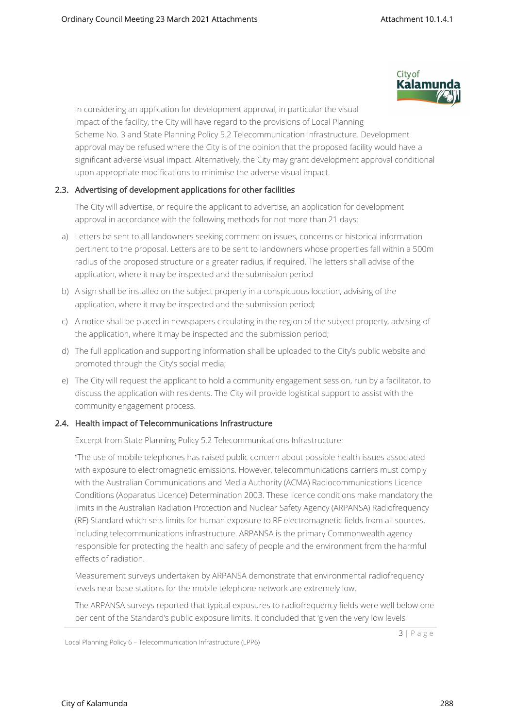In considering an application for development approval, in particular the visual impact of the facility, the City will have regard to the provisions of Local Planning Scheme No. 3 and State Planning Policy 5.2 Telecommunication Infrastructure. Development approval may be refused where the City is of the opinion that the proposed facility would have a significant adverse visual impact. Alternatively, the City may grant development approval conditional upon appropriate modifications to minimise the adverse visual impact.

### 2.3. Advertising of development applications for other facilities

The City will advertise, or require the applicant to advertise, an application for development approval in accordance with the following methods for not more than 21 days:

a) Letters be sent to all landowners seeking comment on issues, concerns or historical information pertinent to the proposal. Letters are to be sent to landowners whose properties fall within a 500m radius of the proposed structure or a greater radius, if required. The letters shall advise of the application, where it may be inspected and the submission period

b) A sign shall be installed on the subject property in a conspicuous location, advising of the application, where it may be inspected and the submission period;

c) A notice shall be placed in newspapers circulating in the region of the subject property, advising of the application, where it may be inspected and the submission period;

d) The full application and supporting information shall be uploaded to the City's public website and promoted through the City's social media;

e) The City will request the applicant to hold a community engagement session, run by a facilitator, to discuss the application with residents. The City will provide logistical support to assist with the community engagement process.

### 2.4. Health impact of Telecommunications Infrastructure

Excerpt from State Planning Policy 5.2 Telecommunications Infrastructure:

"The use of mobile telephones has raised public concern about possible health issues associated with exposure to electromagnetic emissions. However, telecommunications carriers must comply with the Australian Communications and Media Authority (ACMA) Radiocommunications Licence Conditions (Apparatus Licence) Determination 2003. These licence conditions make mandatory the limits in the Australian Radiation Protection and Nuclear Safety Agency (ARPANSA) Radiofrequency (RF) Standard which sets limits for human exposure to RF electromagnetic fields from all sources, including telecommunications infrastructure. ARPANSA is the primary Commonwealth agency responsible for protecting the health and safety of people and the environment from the harmful effects of radiation.

Measurement surveys undertaken by ARPANSA demonstrate that environmental radiofrequency levels near base stations for the mobile telephone network are extremely low.

The ARPANSA surveys reported that typical exposures to radiofrequency fields were well below one per cent of the Standard's public exposure limits. It concluded that 'given the very low levels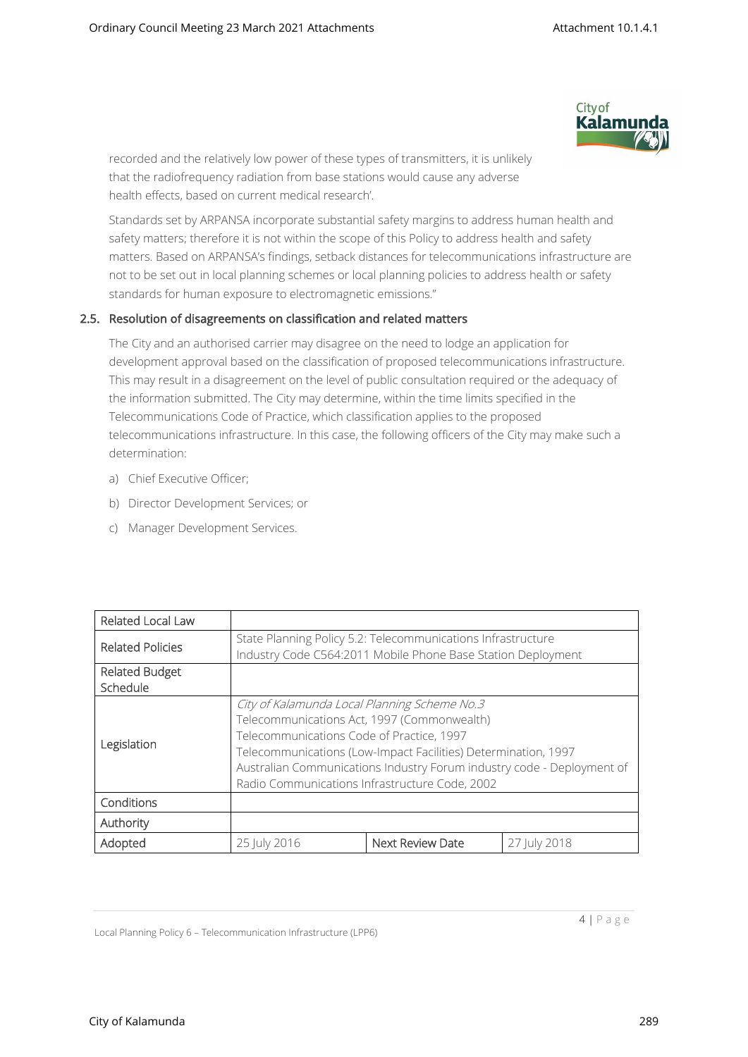recorded and the relatively low power of these types of transmitters, it is unlikely that the radiofrequency radiation from base stations would cause any adverse health effects, based on current medical research'.

Standards set by ARPANSA incorporate substantial safety margins to address human health and safety matters; therefore it is not within the scope of this Policy to address health and safety matters. Based on ARPANSA's findings, setback distances for telecommunications infrastructure are not to be set out in local planning schemes or local planning policies to address health or safety standards for human exposure to electromagnetic emissions."

### 2.5. Resolution of disagreements on classification and related matters

The City and an authorised carrier may disagree on the need to lodge an application for development approval based on the classification of proposed telecommunications infrastructure. This may result in a disagreement on the level of public consultation required or the adequacy of the information submitted. The City may determine, within the time limits specified in the Telecommunications Code of Practice, which classification applies to the proposed telecommunications infrastructure. In this case, the following officers of the City may make such a determination:

a) Chief Executive Officer;

b) Director Development Services; or

c) Manager Development Services.

| | | | |
|---|---|---|---|
| Related Local Law | | | |
| Related Policies | State Planning Policy 5.2: Telecommunications Infrastructure<br>Industry Code C564:2011 Mobile Phone Base Station Deployment | | |
| Related Budget Schedule | | | |
| Legislation | *City of Kalamunda Local Planning Scheme No.3*<br>Telecommunications Act, 1997 (Commonwealth)<br>Telecommunications Code of Practice, 1997<br>Telecommunications (Low-Impact Facilities) Determination, 1997<br>Australian Communications Industry Forum industry code - Deployment of Radio Communications Infrastructure Code, 2002 | | |
| Conditions | | | |
| Authority | | | |
| Adopted | 25 July 2016 | Next Review Date | 27 July 2018 |